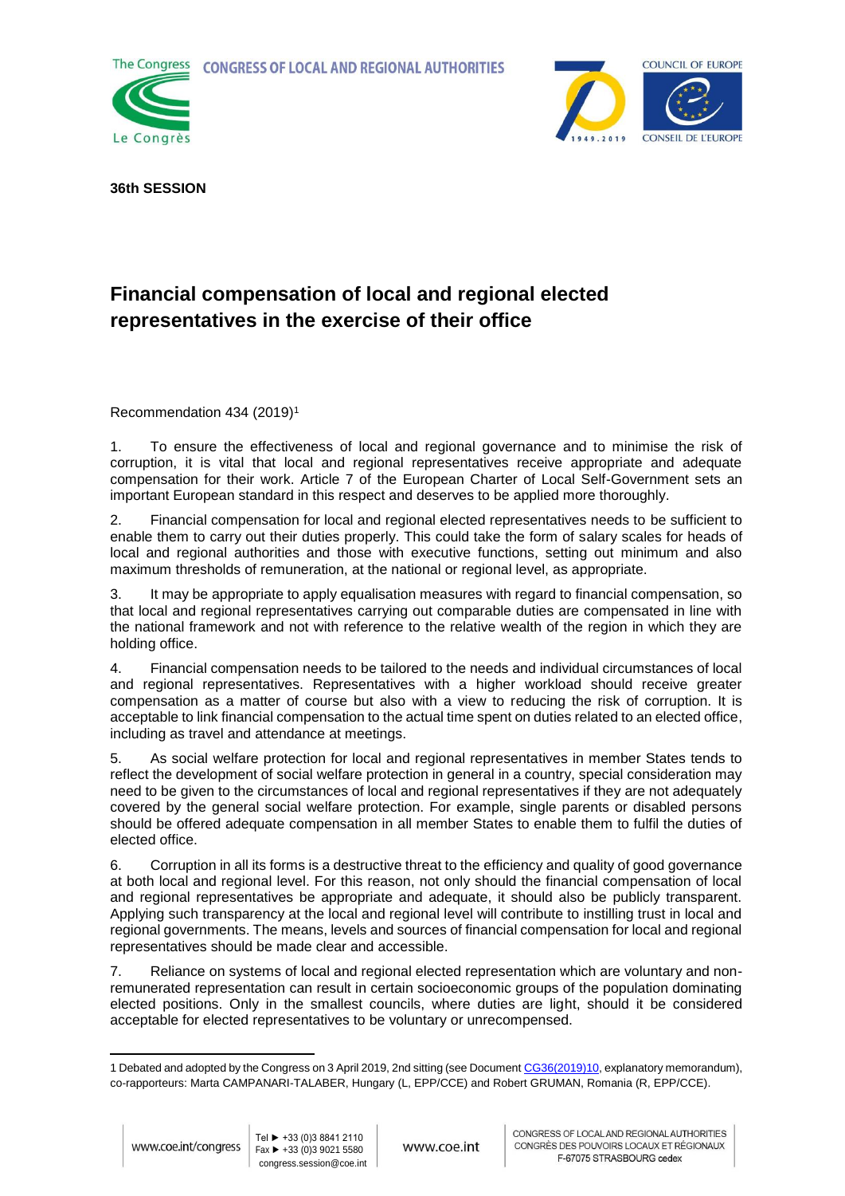**36th SESSION**

# Financial compensation of local and regional elected representatives in the exercise of their office

Recommendation 434 (2019)[1]

1. To ensure the effectiveness of local and regional governance and to minimise the risk of corruption, it is vital that local and regional representatives receive appropriate and adequate compensation for their work. Article 7 of the European Charter of Local Self-Government sets an important European standard in this respect and deserves to be applied more thoroughly.

2. Financial compensation for local and regional elected representatives needs to be sufficient to enable them to carry out their duties properly. This could take the form of salary scales for heads of local and regional authorities and those with executive functions, setting out minimum and also maximum thresholds of remuneration, at the national or regional level, as appropriate.

3. It may be appropriate to apply equalisation measures with regard to financial compensation, so that local and regional representatives carrying out comparable duties are compensated in line with the national framework and not with reference to the relative wealth of the region in which they are holding office.

4. Financial compensation needs to be tailored to the needs and individual circumstances of local and regional representatives. Representatives with a higher workload should receive greater compensation as a matter of course but also with a view to reducing the risk of corruption. It is acceptable to link financial compensation to the actual time spent on duties related to an elected office, including as travel and attendance at meetings.

5. As social welfare protection for local and regional representatives in member States tends to reflect the development of social welfare protection in general in a country, special consideration may need to be given to the circumstances of local and regional representatives if they are not adequately covered by the general social welfare protection. For example, single parents or disabled persons should be offered adequate compensation in all member States to enable them to fulfil the duties of elected office.

6. Corruption in all its forms is a destructive threat to the efficiency and quality of good governance at both local and regional level. For this reason, not only should the financial compensation of local and regional representatives be appropriate and adequate, it should also be publicly transparent. Applying such transparency at the local and regional level will contribute to instilling trust in local and regional governments. The means, levels and sources of financial compensation for local and regional representatives should be made clear and accessible.

7. Reliance on systems of local and regional elected representation which are voluntary and non-remunerated representation can result in certain socioeconomic groups of the population dominating elected positions. Only in the smallest councils, where duties are light, should it be considered acceptable for elected representatives to be voluntary or unrecompensed.

---

[1] Debated and adopted by the Congress on 3 April 2019, 2nd sitting (see Document CG36(2019)10, explanatory memorandum), co-rapporteurs: Marta CAMPANARI-TALABER, Hungary (L, EPP/CCE) and Robert GRUMAN, Romania (R, EPP/CCE).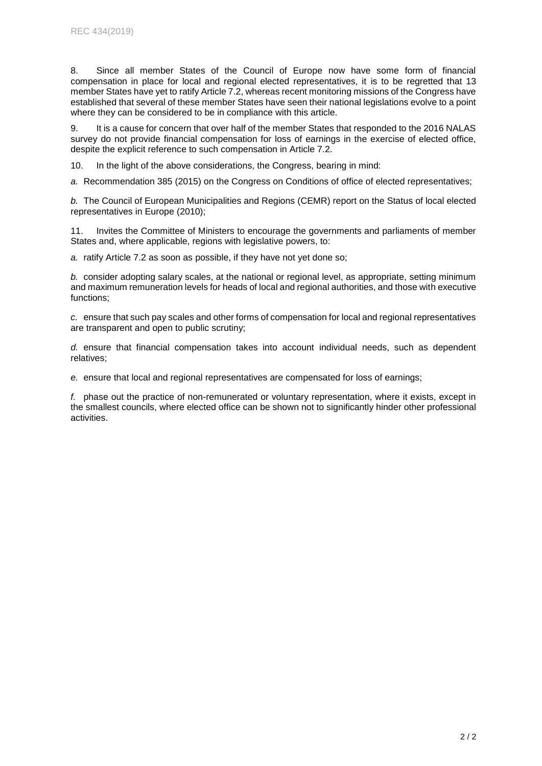8. Since all member States of the Council of Europe now have some form of financial compensation in place for local and regional elected representatives, it is to be regretted that 13 member States have yet to ratify Article 7.2, whereas recent monitoring missions of the Congress have established that several of these member States have seen their national legislations evolve to a point where they can be considered to be in compliance with this article.

9. It is a cause for concern that over half of the member States that responded to the 2016 NALAS survey do not provide financial compensation for loss of earnings in the exercise of elected office, despite the explicit reference to such compensation in Article 7.2.

10. In the light of the above considerations, the Congress, bearing in mind:

*a.* Recommendation 385 (2015) on the Congress on Conditions of office of elected representatives;

*b.* The Council of European Municipalities and Regions (CEMR) report on the Status of local elected representatives in Europe (2010);

11. Invites the Committee of Ministers to encourage the governments and parliaments of member States and, where applicable, regions with legislative powers, to:

*a.* ratify Article 7.2 as soon as possible, if they have not yet done so;

*b.* consider adopting salary scales, at the national or regional level, as appropriate, setting minimum and maximum remuneration levels for heads of local and regional authorities, and those with executive functions;

*c.* ensure that such pay scales and other forms of compensation for local and regional representatives are transparent and open to public scrutiny;

*d.* ensure that financial compensation takes into account individual needs, such as dependent relatives;

*e.* ensure that local and regional representatives are compensated for loss of earnings;

*f.* phase out the practice of non-remunerated or voluntary representation, where it exists, except in the smallest councils, where elected office can be shown not to significantly hinder other professional activities.